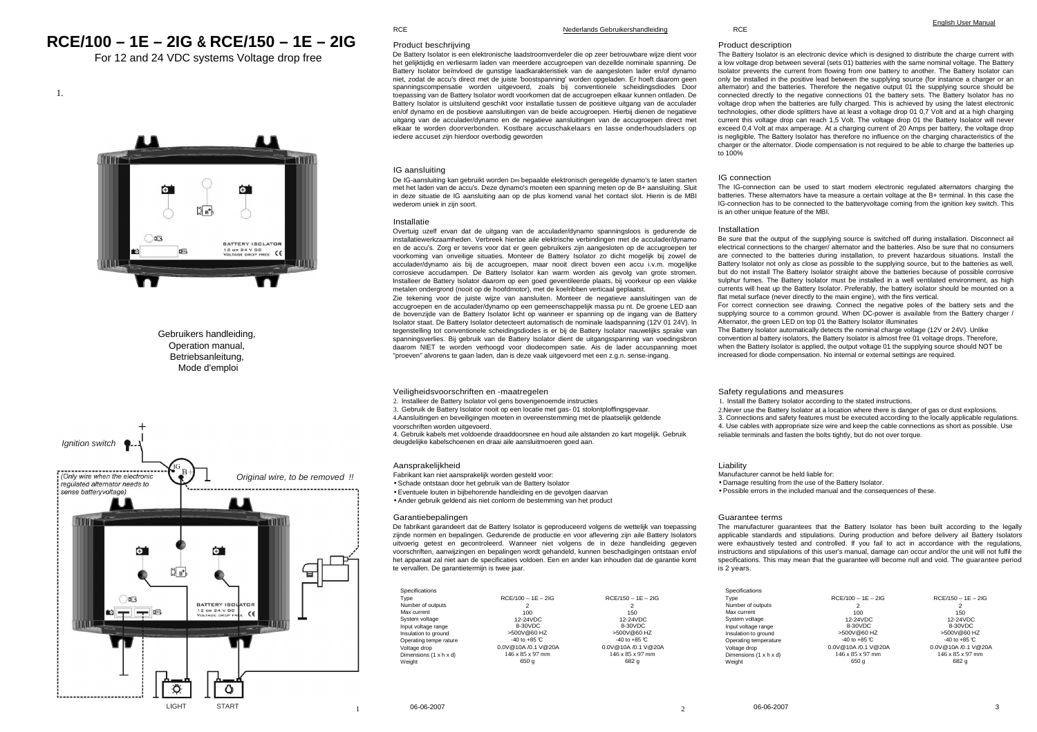# RCE/100 – 1E – 2IG & RCE/150 – 1E – 2IG

For 12 and 24 VDC systems Voltage drop free

1.

Gebruikers handleiding,
Operation manual,
Betriebsanleitung,
Mode d'emploi

Ignition switch

(Only wire when the electronic regulated alternator needs to sense batteryvoltage)

Original wire, to be removed !!

LIGHT START

Nederlands Gebruikershandleiding

## Product beschrijving

De Battery Isolator is een elektronische laadstroomverdeler die op zeer betrouwbare wijze dient voor het gelijktijdig en verliesarm laden van meerdere accugroepen van dezelfde nominale spanning. De Battery Isolator beïnvloed de gunstige laadkarakteristiek van de aangesloten lader en/of dynamo niet, zodat de accu's direct met de juiste 'boostspanning' worden opgeladen. Er hoeft daarom geen spanningscompensatie worden uitgevoerd, zoals bij conventionele scheidingsdiodes Door toepassing van de Battery Isolator wordt voorkomen dat de accugroepen elkaar kunnen ontladen. De Battery Isolator is uitsluitend geschikt voor installatie tussen de positieve uitgang van de acculader en/of dynamo en de positieve aansluitingen van de beide accugroepen. Hierbij dienen de negatieve uitgang van de acculader/dynamo en de negatieve aansluitingen van de accugroepen direct met elkaar te worden doorverbonden. Kostbare accuschakelaars en lasse onderhoudsladers op iedere accuset zijn hierdoor overbodig geworden

## IG aansluiting

De IG-aansluiting kan gebruikt worden Dm bepaalde elektronisch geregelde dynamo's te laten starten met het laden van de accu's. Deze dynamo's moeten een spanning meten op de B+ aansluiting. Sluit in deze situatie de IG aansluiting aan op de plus komend vanaf het contact slot. Hierin is de MBI wederom uniek in zijn soort.

## Installatie

Overtuig uzelf ervan dat de uitgang van de acculader/dynamo spanningsloos is gedurende de installatiewerkzaamheden. Verbreek hiertoe aile elektrische verbindingen met de acculader/dynamo en de accu's. Zorg er tevens voor dat er geen gebruikers zijn aangesloten op de accugroepen ter voorkoming van onveilige situaties. Monteer de Battery Isolator zo dicht mogelijk bij zowel de acculader/dynamo als bij de accugroepen, maar nooit direct boven een accu i.v.m. mogelijke corrosieve accudampen. De Battery Isolator kan warm worden ais gevolg van grote stromen. Installeer de Battery Isolator daarom op een goed geventileerde plaats, bij voorkeur op een vlakke metalen ondergrond (nooit op de hoofdmotor), met de koelribben verticaal geplaatst.

Zie tekening voor de juiste wijze van aansluiten. Monteer de negatieve aansluitingen van de accugroepen en de acculader/dynamo op een gemeenschappelijk massa pu nt. De groene LED aan de bovenzijde van de Battery Isolator licht op wanneer er spanning op de ingang van de Battery Isolator staat. De Battery Isolator detecteert automatisch de nominale laadspanning (12V 01 24V). In tegenstelling tot conventionele scheidingsdiodes is er bij de Battery Isolator nauwelijks sprake van spanningsverlies. Bij gebruik van de Battery Isolator dient de uitgangsspanning van voedingsbron daarom NIET te worden verhoogd voor diodecompen satie. Ais de lader accuspanning moet "proeven" alvorens te gaan laden, dan is deze vaak uitgevoerd met een z.g.n. sense-ingang.

## Veiligheidsvoorschriften en -maatregelen

2. Installeer de Battery Isolator vol gens bovengenoemde instructies
3. Gebruik de Battery Isolator nooit op een locatie met gas- 01 stolontploffingsgevaar.
4. Aansluitingen en beveiligingen moeten in overeenstemming met de plaatselijk geldende voorschriften worden uitgevoerd.
4. Gebruik kabels met voldoende draaddoorsnee en houd aile afstanden zo kart mogelijk. Gebruik deugdelijke kabelschoenen en draai aile aansluitmoeren goed aan.

## Aansprakelijkheid

Fabrikant kan niet aansprakelijk worden gesteld voor:

- Schade ontstaan door het gebruik van de Battery Isolator
- Eventuele louten in bijbehorende handleiding en de gevolgen daarvan
- Ander gebruik geldend ais niet conlorm de bestemming van het product

## Garantiebepalingen

De fabrikant garandeert dat de Battery Isolator is geproduceerd volgens de wettelijk van toepassing zijnde normen en bepalingen. Gedurende de productie en voor aflevering zijn aile Battery Isolators uitvoerig getest en gecontroleerd. Wanneer niet volgens de in deze handleiding gegeven voorschriften, aanwijzingen en bepalingen wordt gehandeld, kunnen beschadigingen ontstaan en/of het apparaat zal niet aan de specificaties voldoen. Een en ander kan inhouden dat de garantie komt te vervallen. De garantietermijn is twee jaar.

| Specifications | | |
|---|---|---|
| Type | RCE/100 – 1E – 2IG | RCE/150 – 1E – 2IG |
| Number of outputs | 2 | 2 |
| Max current | 100 | 150 |
| System voltage | 12-24VDC | 12-24VDC |
| Input voltage range | 8-30VDC | 8-30VDC |
| Insulation to ground | >500V@60 HZ | >500V@60 HZ |
| Operating tempe rature | -40 to +85 ℃ | -40 to +85 ℃ |
| Voltage drop | 0.0V@10A /0.1 V@20A | 0.0V@10A /0.1 V@20A |
| Dimensions (1 x h x d) | 146 x 85 x 97 mm | 146 x 85 x 97 mm |
| Weight | 650 g | 682 g |

06-06-2007

English User Manual

## Product description

The Battery Isolator is an electronic device which is designed to distribute the charge current with a low voltage drop between several (sets 01) batteries with the same nominal voltage. The Battery Isolator prevents the current from flowing from one battery to another. The Battery Isolator can only be installed in the positive lead between the supplying source (for instance a charger or an alternator) and the batteries. Therefore the negative output 01 the supplying source should be connected directly to the negative connections 01 the battery sets. The Battery Isolator has no voltage drop when the batteries are fully charged. This is achieved by using the latest electronic technologies, other diode splitters have at least a voltage drop 01 0,7 Volt and at a high charging current this voltage drop can reach 1,5 Volt. The voltage drop 01 the Battery Isolator will never exceed 0,4 Volt at max amperage. At a charging current of 20 Amps per battery, the voltage drop is negligible. The Battery Isolator has therefore no influence on the charging characteristics of the charger or the alternator. Diode compensation is not required to be able to charge the batteries up to 100%

## IG connection

The IG-connection can be used to start modern electronic regulated alternators charging the batteries. These alternators have ta measure a certain voltage at the B+ terminal. In this case the IG-connection has to be connected to the batteryvoltage coming from the ignition key switch. This is an other unique feature of the MBI.

## Installation

Be sure that the output of the supplying source is switched off during installation. Disconnect ail electrical connections to the charger/ alternator and the batteries. Also be sure that no consumers are connected to the batteries during installation, to prevent hazardous situations. Install the Battery Isolator not only as close as possible to the supplying source, but to the batteries as well, but do not install The Battery Isolator straight above the batteries because of possible corrosive sulphur fumes. The Battery Isolator must be installed in a well ventilated environment, as high currents will heat up the Battery Isolator. Preferably, the battery isolator should be mounted on a flat metal surface (never directly to the main engine), with the fins vertical.

For correct connection see drawing. Connect the negative poles of the battery sets and the supplying source to a common ground. When DC-power is available from the Battery charger / Alternator, the green LED on top 01 the Battery Isolator illuminates

The Battery Isolator automatically detects the nominal charge voltage (12V or 24V). Unlike convention al battery isolators, the Battery Isolator is almost free 01 voltage drops. Therefore, when the Battery Isolator is applied, the output voltage 01 the supplying source should NOT be increased for diode compensation. No internal or external settings are required.

## Safety regulations and measures

1. Install the Battery Isolator according to the stated instructions.
2. Never use the Battery Isolator at a location where there is danger of gas or dust explosions.
3. Connections and safety features must be executed according to the locally applicable regulations.
4. Use cables with appropriate size wire and keep the cable connections as short as possible. Use reliable terminals and fasten the bolts tightly, but do not over torque.

## Liability

Manufacturer cannot be held liable for:

- Damage resulting from the use of the Battery Isolator.
- Possible errors in the included manual and the consequences of these.

## Guarantee terms

The manufacturer guarantees that the Battery Isolator has been built according to the legally applicable standards and stipulations. During production and before delivery ail Battery Isolators were exhaustively tested and controlled. If you fail to act in accordance with the regulations, instructions and stipulations of this user's manual, damage can occur and/or the unit will not fulfil the specifications. This may mean that the guarantee will become null and void. The guarantee period is 2 years.

| Specifications | | |
|---|---|---|
| Type | RCE/100 – 1E – 2IG | RCE/150 – 1E – 2IG |
| Number of outputs | 2 | 2 |
| Max current | 100 | 150 |
| System voltage | 12-24VDC | 12-24VDC |
| Input voltage range | 8-30VDC | 8-30VDC |
| Insulation to ground | >500V@60 HZ | >500V@60 HZ |
| Operating temperature | -40 to +85 ℃ | -40 to +85 ℃ |
| Voltage drop | 0.0V@10A /0.1 V@20A | 0.0V@10A /0.1 V@20A |
| Dimensions (1 x h x d) | 146 x 85 x 97 mm | 146 x 85 x 97 mm |
| Weight | 650 g | 682 g |

06-06-2007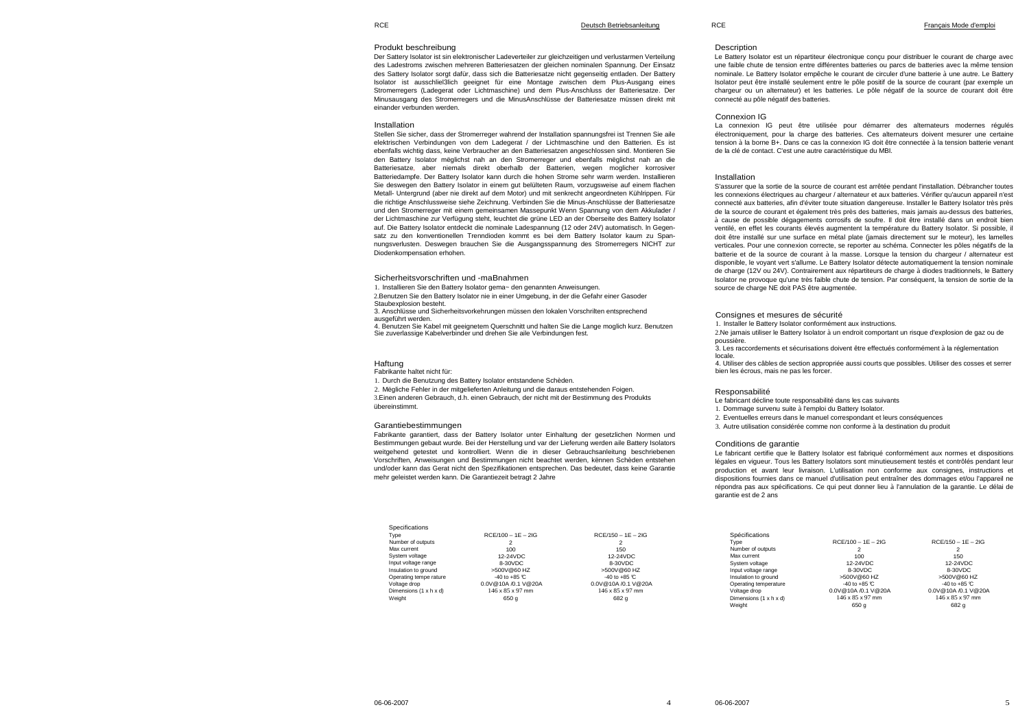## Produkt beschreibung

Der Sattery Isolator ist sin elektronischer Ladeverteiler zur gleichzeitigen und verlustarmen Verteilung des Ladestroms zwischen mehreren Batteriesatzen der gleichen nominalen Spannung. Der Einsatz des Sattery Isolator sorgt dafür, dass sich die Batteriesatze nicht gegenseitig entladen. Der Battery Isolator ist ausschliel3lich geeignet für eine Montage zwischen dem Plus-Ausgang eines Stromerregers (Ladegerat oder Lichtmaschine) und dem Plus-Anschluss der Batteriesatze. Der Minusausgang des Stromerregers und die MinusAnschlüsse der Batteriesatze müssen direkt mit einander verbunden werden.

## Installation

Stellen Sie sicher, dass der Stromerreger wahrend der Installation spannungsfrei ist Trennen Sie aile elektrischen Verbindungen von dem Ladegerat / der Lichtmaschine und den Batterien. Es ist ebenfalls wichtig dass, keine Verbraucher an den Batteriesatzen angeschlossen sind. Montieren Sie den Battery Isolator möglichst nah an den Stromerreger und ebenfalls möglichst nah an die Batteriesatze, aber niemals direkt oberhalb der Batterien, wegen moglicher korrosiver Batteriedampfe. Der Battery Isolator kann durch die hohen Strome sehr warm werden. Installieren Sie deswegen den Battery Isolator in einem gut belülteten Raum, vorzugsweise auf einem flachen Metall- Untergrund (aber nie direkt auf dem Motor) und mit senkrecht angeordneten Kühlrippen. Für die richtige Anschlussweise siehe Zeichnung. Verbinden Sie die Minus-Anschlüsse der Batteriesatze und den Stromerreger mit einem gemeinsamen Massepunkt Wenn Spannung von dem Akkulader / der Lichtmaschine zur Verfügung steht, leuchtet die grüne LED an der Oberseite des Battery Isolator auf. Die Battery Isolator entdeckt die nominale Ladespannung (12 oder 24V) automatisch. In Gegensatz zu den konventionellen Trenndioden kommt es bei dem Battery Isolator kaum zu Spannungsverlusten. Deswegen brauchen Sie die Ausgangsspannung des Stromerregers NICHT zur Diodenkompensation erhohen.

## Sicherheitsvorschriften und -maBnahmen

1. Installieren Sie den Battery Isolator gema~ den genannten Anweisungen.
2. Benutzen Sie den Battery Isolator nie in einer Umgebung, in der die Gefahr einer Gasoder Staubexplosion besteht.
3. Anschlüsse und Sicherheitsvorkehrungen müssen den lokalen Vorschrilten entsprechend ausgeführt werden.
4. Benutzen Sie Kabel mit geeignetem Querschnitt und halten Sie die Lange moglich kurz. Benutzen Sie zuverlassige Kabelverbinder und drehen Sie aile Verbindungen fest.

## Haftung

Fabrikante haltet nicht für:

1. Durch die Benutzung des Battery Isolator entstandene Schèden.
2. Mègliche Fehler in der mitgelieferten Anleitung und die daraus entstehenden Foigen.
3. Einen anderen Gebrauch, d.h. einen Gebrauch, der nicht mit der Bestimmung des Produkts übereinstimmt.

## Garantiebestimmungen

Fabrikante garantiert, dass der Battery Isolator unter Einhaltung der gesetzlichen Normen und Bestimmungen gebaut wurde. Bei der Herstellung und var der Lieferung werden aile Battery Isolators weitgehend getestet und kontrolliert. Wenn die in dieser Gebrauchsanleitung beschriebenen Vorschriften, Anweisungen und Bestimmungen nicht beachtet werden, kännen Schèden entstehen und/oder kann das Gerat nicht den Spezifikationen entsprechen. Das bedeutet, dass keine Garantie mehr geleistet werden kann. Die Garantiezeit betragt 2 Jahre

Specifications

| | | |
|---|---|---|
| Type | RCE/100 – 1E – 2IG | RCE/150 – 1E – 2IG |
| Number of outputs | 2 | 2 |
| Max current | 100 | 150 |
| System voltage | 12-24VDC | 12-24VDC |
| Input voltage range | 8-30VDC | 8-30VDC |
| Insulation to ground | >500V@60 HZ | >500V@60 HZ |
| Operating tempe rature | -40 to +85 ℃ | -40 to +85 ℃ |
| Voltage drop | 0.0V@10A /0.1 V@20A | 0.0V@10A /0.1 V@20A |
| Dimensions (1 x h x d) | 146 x 85 x 97 mm | 146 x 85 x 97 mm |
| Weight | 650 g | 682 g |

## Description

Le Battery Isolator est un répartiteur électronique conçu pour distribuer le courant de charge avec une faible chute de tension entre différentes batteries ou parcs de batteries avec la même tension nominale. Le Battery Isolator empêche le courant de circuler d'une batterie à une autre. Le Battery Isolator peut être installé seulement entre le pôle positif de la source de courant (par exemple un chargeur ou un alternateur) et les batteries. Le pôle négatif de la source de courant doit être connecté au pôle négatif des batteries.

## Connexion IG

La connexion IG peut être utilisée pour démarrer des alternateurs modernes régulés électroniquement, pour la charge des batteries. Ces alternateurs doivent mesurer une certaine tension à la borne B+. Dans ce cas la connexion IG doit être connectée à la tension batterie venant de la clé de contact. C'est une autre caractéristique du MBI.

## Installation

S'assurer que la sortie de la source de courant est arrêtée pendant l'installation. Débrancher toutes les connexions électriques au chargeur / alternateur et aux batteries. Vérifier qu'aucun appareil n'est connecté aux batteries, afin d'éviter toute situation dangereuse. Installer le Battery Isolator très près de la source de courant et également très près des batteries, mais jamais au-dessus des batteries, à cause de possible dégagements corrosifs de soufre. Il doit être installé dans un endroit bien ventilé, en effet les courants élevés augmentent la température du Battery Isolator. Si possible, il doit être installé sur une surface en métal plate (jamais directement sur le moteur), les lamelles verticales. Pour une connexion correcte, se reporter au schéma. Connecter les pôles négatifs de la batterie et de la source de courant à la masse. Lorsque la tension du chargeur / alternateur est disponible, le voyant vert s'allume. Le Battery Isolator détecte automatiquement la tension nominale de charge (12V ou 24V). Contrairement aux répartiteurs de charge à diodes traditionnels, le Battery Isolator ne provoque qu'une très faible chute de tension. Par conséquent, la tension de sortie de la source de charge NE doit PAS être augmentée.

## Consignes et mesures de sécurité

1. Installer le Battery Isolator conformément aux instructions.
2. Ne jamais utiliser le Battery Isolator à un endroit comportant un risque d'explosion de gaz ou de poussière.
3. Les raccordements et sécurisations doivent être effectués conformément à la réglementation locale.
4. Utiliser des câbles de section appropriée aussi courts que possibles. Utiliser des cosses et serrer bien les écrous, mais ne pas les forcer.

## Responsabilité

Le fabricant décline toute responsabilité dans les cas suivants

1. Dommage survenu suite à l'emploi du Battery Isolator.
2. Eventuelles erreurs dans le manuel correspondant et leurs conséquences
3. Autre utilisation considérée comme non conforme à la destination du produit

## Conditions de garantie

Le fabricant certifie que le Battery Isolator est fabriqué conformément aux normes et dispositions légales en vigueur. Tous les Battery Isolators sont minutieusement testés et contrôlés pendant leur production et avant leur livraison. L'utilisation non conforme aux consignes, instructions et dispositions fournies dans ce manuel d'utilisation peut entraîner des dommages et/ou l'appareil ne répondra pas aux spécifications. Ce qui peut donner lieu à l'annulation de la garantie. Le délai de garantie est de 2 ans

Spécifications

| | | |
|---|---|---|
| Type | RCE/100 – 1E – 2IG | RCE/150 – 1E – 2IG |
| Number of outputs | 2 | 2 |
| Max current | 100 | 150 |
| System voltage | 12-24VDC | 12-24VDC |
| Input voltage range | 8-30VDC | 8-30VDC |
| Insulation to ground | >500V@60 HZ | >500V@60 HZ |
| Operating temperature | -40 to +85 ℃ | -40 to +85 ℃ |
| Voltage drop | 0.0V@10A /0.1 V@20A | 0.0V@10A /0.1 V@20A |
| Dimensions (1 x h x d) | 146 x 85 x 97 mm | 146 x 85 x 97 mm |
| Weight | 650 g | 682 g |